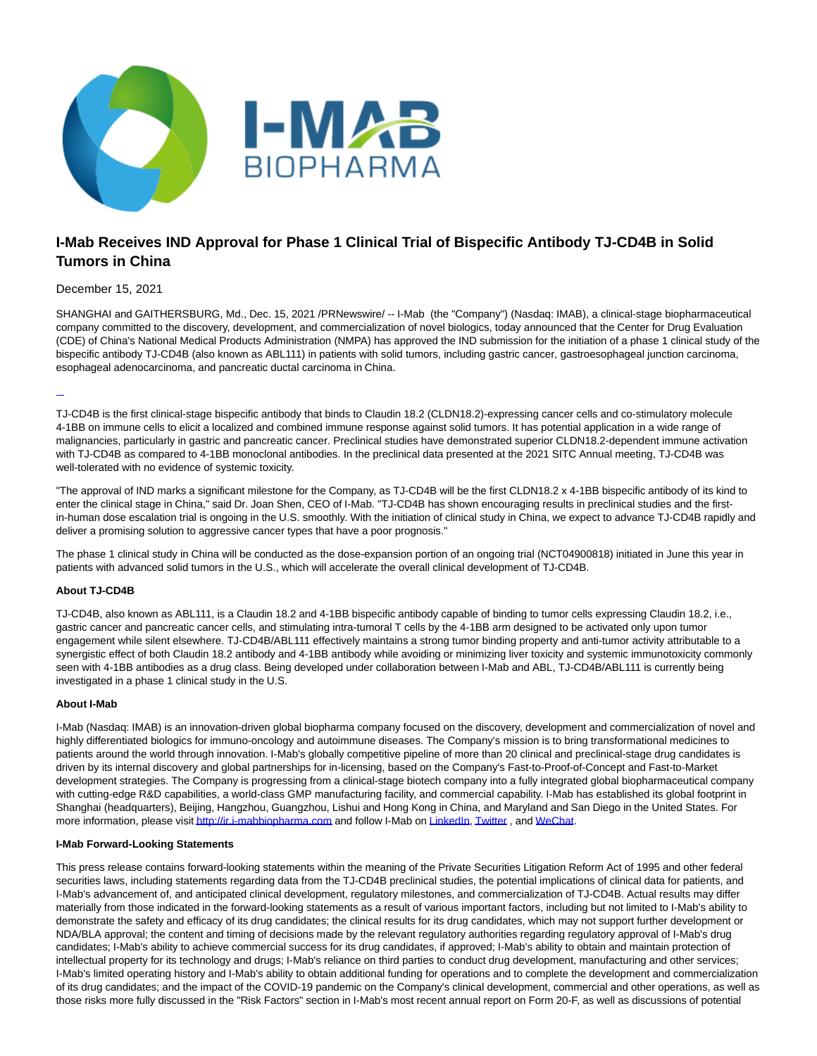# I-Mab Receives IND Approval for Phase 1 Clinical Trial of Bispecific Antibody TJ-CD4B in Solid Tumors in China

December 15, 2021

SHANGHAI and GAITHERSBURG, Md., Dec. 15, 2021 /PRNewswire/ -- I-Mab (the "Company") (Nasdaq: IMAB), a clinical-stage biopharmaceutical company committed to the discovery, development, and commercialization of novel biologics, today announced that the Center for Drug Evaluation (CDE) of China's National Medical Products Administration (NMPA) has approved the IND submission for the initiation of a phase 1 clinical study of the bispecific antibody TJ-CD4B (also known as ABL111) in patients with solid tumors, including gastric cancer, gastroesophageal junction carcinoma, esophageal adenocarcinoma, and pancreatic ductal carcinoma in China.

TJ-CD4B is the first clinical-stage bispecific antibody that binds to Claudin 18.2 (CLDN18.2)-expressing cancer cells and co-stimulatory molecule 4-1BB on immune cells to elicit a localized and combined immune response against solid tumors. It has potential application in a wide range of malignancies, particularly in gastric and pancreatic cancer. Preclinical studies have demonstrated superior CLDN18.2-dependent immune activation with TJ-CD4B as compared to 4-1BB monoclonal antibodies. In the preclinical data presented at the 2021 SITC Annual meeting, TJ-CD4B was well-tolerated with no evidence of systemic toxicity.

"The approval of IND marks a significant milestone for the Company, as TJ-CD4B will be the first CLDN18.2 x 4-1BB bispecific antibody of its kind to enter the clinical stage in China," said Dr. Joan Shen, CEO of I-Mab. "TJ-CD4B has shown encouraging results in preclinical studies and the first-in-human dose escalation trial is ongoing in the U.S. smoothly. With the initiation of clinical study in China, we expect to advance TJ-CD4B rapidly and deliver a promising solution to aggressive cancer types that have a poor prognosis."

The phase 1 clinical study in China will be conducted as the dose-expansion portion of an ongoing trial (NCT04900818) initiated in June this year in patients with advanced solid tumors in the U.S., which will accelerate the overall clinical development of TJ-CD4B.

**About TJ-CD4B**

TJ-CD4B, also known as ABL111, is a Claudin 18.2 and 4-1BB bispecific antibody capable of binding to tumor cells expressing Claudin 18.2, i.e., gastric cancer and pancreatic cancer cells, and stimulating intra-tumoral T cells by the 4-1BB arm designed to be activated only upon tumor engagement while silent elsewhere. TJ-CD4B/ABL111 effectively maintains a strong tumor binding property and anti-tumor activity attributable to a synergistic effect of both Claudin 18.2 antibody and 4-1BB antibody while avoiding or minimizing liver toxicity and systemic immunotoxicity commonly seen with 4-1BB antibodies as a drug class. Being developed under collaboration between I-Mab and ABL, TJ-CD4B/ABL111 is currently being investigated in a phase 1 clinical study in the U.S.

**About I-Mab**

I-Mab (Nasdaq: IMAB) is an innovation-driven global biopharma company focused on the discovery, development and commercialization of novel and highly differentiated biologics for immuno-oncology and autoimmune diseases. The Company's mission is to bring transformational medicines to patients around the world through innovation. I-Mab's globally competitive pipeline of more than 20 clinical and preclinical-stage drug candidates is driven by its internal discovery and global partnerships for in-licensing, based on the Company's Fast-to-Proof-of-Concept and Fast-to-Market development strategies. The Company is progressing from a clinical-stage biotech company into a fully integrated global biopharmaceutical company with cutting-edge R&D capabilities, a world-class GMP manufacturing facility, and commercial capability. I-Mab has established its global footprint in Shanghai (headquarters), Beijing, Hangzhou, Guangzhou, Lishui and Hong Kong in China, and Maryland and San Diego in the United States. For more information, please visit http://ir.i-mabbiopharma.com and follow I-Mab on LinkedIn, Twitter , and WeChat.

**I-Mab Forward-Looking Statements**

This press release contains forward-looking statements within the meaning of the Private Securities Litigation Reform Act of 1995 and other federal securities laws, including statements regarding data from the TJ-CD4B preclinical studies, the potential implications of clinical data for patients, and I-Mab's advancement of, and anticipated clinical development, regulatory milestones, and commercialization of TJ-CD4B. Actual results may differ materially from those indicated in the forward-looking statements as a result of various important factors, including but not limited to I-Mab's ability to demonstrate the safety and efficacy of its drug candidates; the clinical results for its drug candidates, which may not support further development or NDA/BLA approval; the content and timing of decisions made by the relevant regulatory authorities regarding regulatory approval of I-Mab's drug candidates; I-Mab's ability to achieve commercial success for its drug candidates, if approved; I-Mab's ability to obtain and maintain protection of intellectual property for its technology and drugs; I-Mab's reliance on third parties to conduct drug development, manufacturing and other services; I-Mab's limited operating history and I-Mab's ability to obtain additional funding for operations and to complete the development and commercialization of its drug candidates; and the impact of the COVID-19 pandemic on the Company's clinical development, commercial and other operations, as well as those risks more fully discussed in the "Risk Factors" section in I-Mab's most recent annual report on Form 20-F, as well as discussions of potential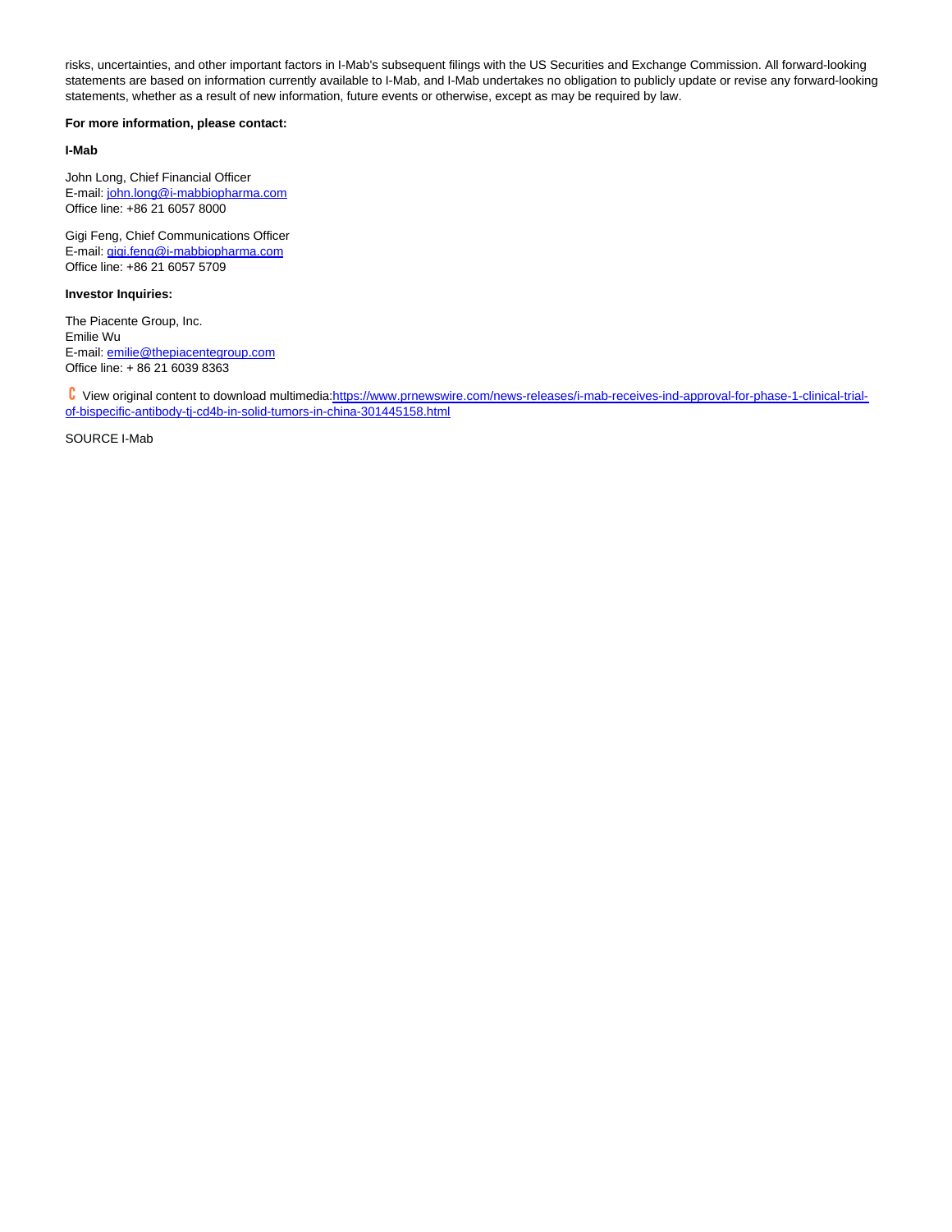risks, uncertainties, and other important factors in I-Mab's subsequent filings with the US Securities and Exchange Commission. All forward-looking statements are based on information currently available to I-Mab, and I-Mab undertakes no obligation to publicly update or revise any forward-looking statements, whether as a result of new information, future events or otherwise, except as may be required by law.

**For more information, please contact:**

**I-Mab**

John Long, Chief Financial Officer
E-mail: john.long@i-mabbiopharma.com
Office line: +86 21 6057 8000

Gigi Feng, Chief Communications Officer
E-mail: gigi.feng@i-mabbiopharma.com
Office line: +86 21 6057 5709

**Investor Inquiries:**

The Piacente Group, Inc.
Emilie Wu
E-mail: emilie@thepiacentegroup.com
Office line: + 86 21 6039 8363

View original content to download multimedia:https://www.prnewswire.com/news-releases/i-mab-receives-ind-approval-for-phase-1-clinical-trial-of-bispecific-antibody-tj-cd4b-in-solid-tumors-in-china-301445158.html

SOURCE I-Mab